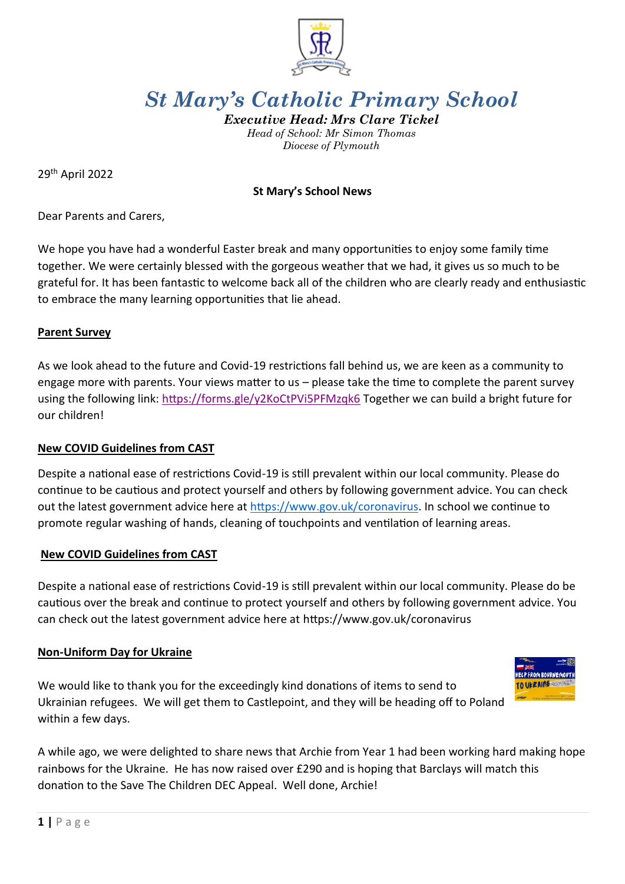# St Mary's Catholic Primary School

***Executive Head: Mrs Clare Tickel***

*Head of School: Mr Simon Thomas*

*Diocese of Plymouth*

29th April 2022

**St Mary's School News**

Dear Parents and Carers,

We hope you have had a wonderful Easter break and many opportunities to enjoy some family time together. We were certainly blessed with the gorgeous weather that we had, it gives us so much to be grateful for. It has been fantastic to welcome back all of the children who are clearly ready and enthusiastic to embrace the many learning opportunities that lie ahead.

## Parent Survey

As we look ahead to the future and Covid-19 restrictions fall behind us, we are keen as a community to engage more with parents. Your views matter to us – please take the time to complete the parent survey using the following link: https://forms.gle/y2KoCtPVi5PFMzqk6 Together we can build a bright future for our children!

## New COVID Guidelines from CAST

Despite a national ease of restrictions Covid-19 is still prevalent within our local community. Please do continue to be cautious and protect yourself and others by following government advice. You can check out the latest government advice here at https://www.gov.uk/coronavirus. In school we continue to promote regular washing of hands, cleaning of touchpoints and ventilation of learning areas.

## New COVID Guidelines from CAST

Despite a national ease of restrictions Covid-19 is still prevalent within our local community. Please do be cautious over the break and continue to protect yourself and others by following government advice. You can check out the latest government advice here at https://www.gov.uk/coronavirus

## Non-Uniform Day for Ukraine

We would like to thank you for the exceedingly kind donations of items to send to Ukrainian refugees. We will get them to Castlepoint, and they will be heading off to Poland within a few days.

A while ago, we were delighted to share news that Archie from Year 1 had been working hard making hope rainbows for the Ukraine. He has now raised over £290 and is hoping that Barclays will match this donation to the Save The Children DEC Appeal. Well done, Archie!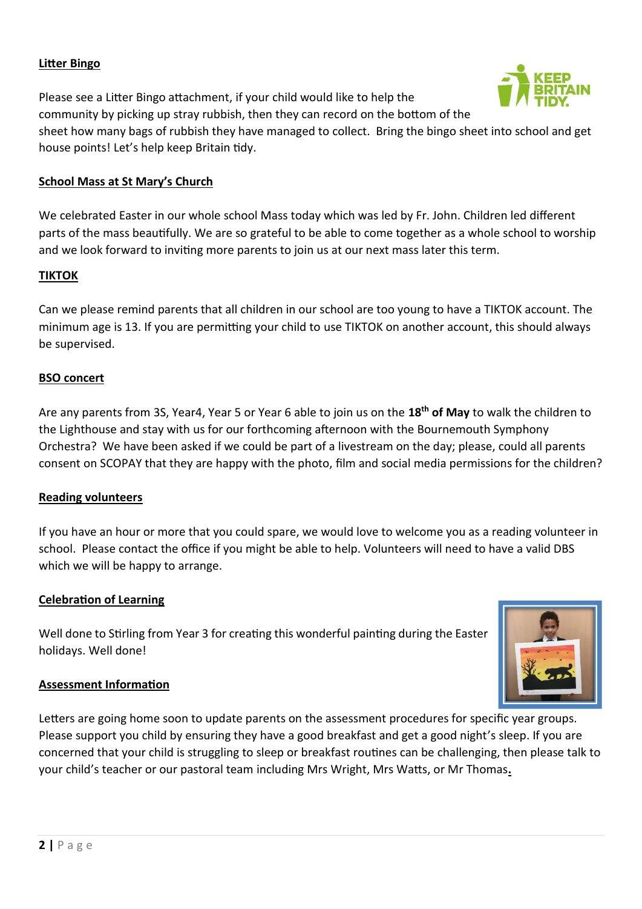**Litter Bingo**

Please see a Litter Bingo attachment, if your child would like to help the community by picking up stray rubbish, then they can record on the bottom of the sheet how many bags of rubbish they have managed to collect. Bring the bingo sheet into school and get house points! Let's help keep Britain tidy.

**School Mass at St Mary's Church**

We celebrated Easter in our whole school Mass today which was led by Fr. John. Children led different parts of the mass beautifully. We are so grateful to be able to come together as a whole school to worship and we look forward to inviting more parents to join us at our next mass later this term.

**TIKTOK**

Can we please remind parents that all children in our school are too young to have a TIKTOK account. The minimum age is 13. If you are permitting your child to use TIKTOK on another account, this should always be supervised.

**BSO concert**

Are any parents from 3S, Year4, Year 5 or Year 6 able to join us on the **18th of May** to walk the children to the Lighthouse and stay with us for our forthcoming afternoon with the Bournemouth Symphony Orchestra? We have been asked if we could be part of a livestream on the day; please, could all parents consent on SCOPAY that they are happy with the photo, film and social media permissions for the children?

**Reading volunteers**

If you have an hour or more that you could spare, we would love to welcome you as a reading volunteer in school. Please contact the office if you might be able to help. Volunteers will need to have a valid DBS which we will be happy to arrange.

**Celebration of Learning**

Well done to Stirling from Year 3 for creating this wonderful painting during the Easter holidays. Well done!

**Assessment Information**

Letters are going home soon to update parents on the assessment procedures for specific year groups. Please support you child by ensuring they have a good breakfast and get a good night's sleep. If you are concerned that your child is struggling to sleep or breakfast routines can be challenging, then please talk to your child's teacher or our pastoral team including Mrs Wright, Mrs Watts, or Mr Thomas.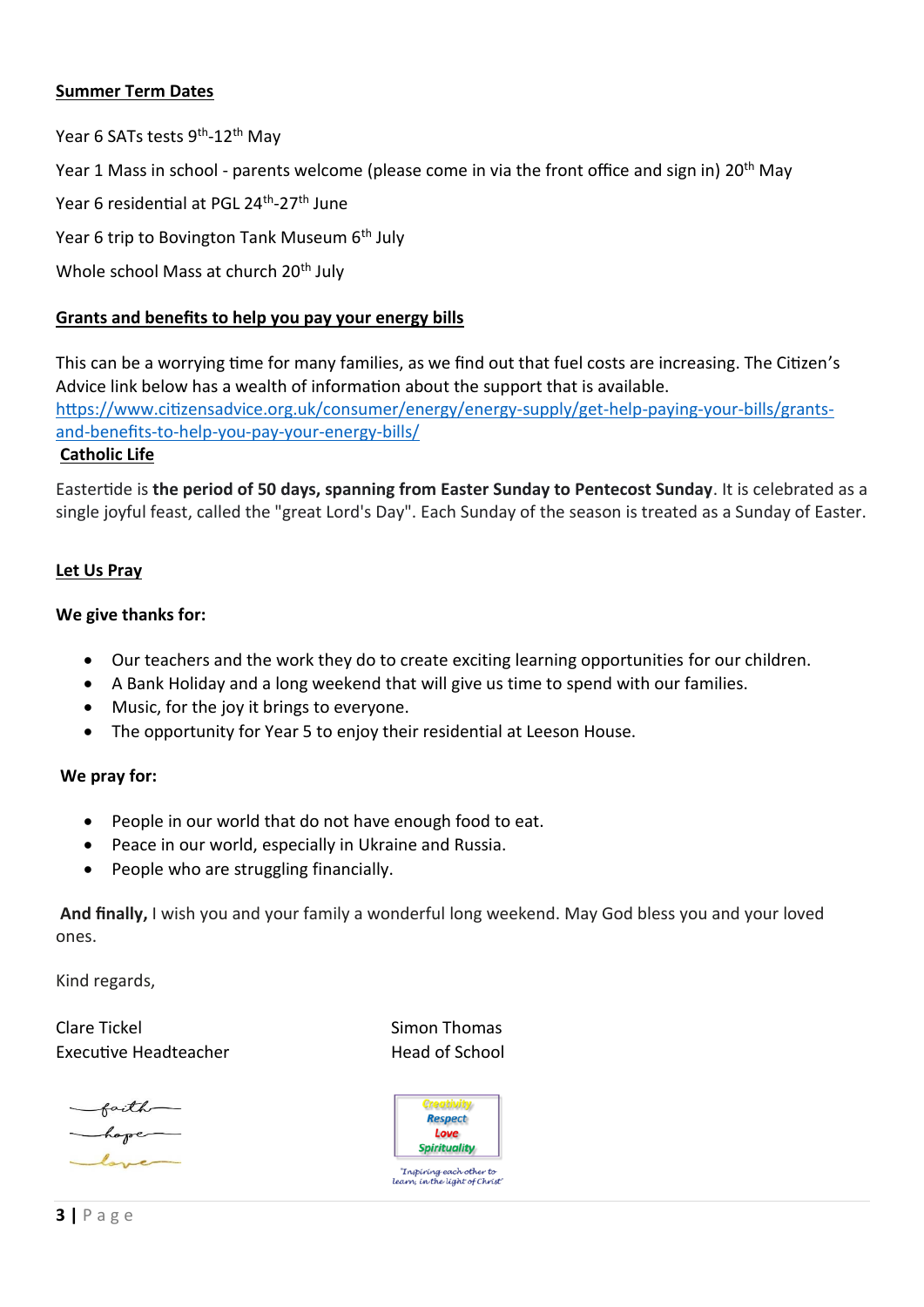**Summer Term Dates**

Year 6 SATs tests 9th-12th May

Year 1 Mass in school - parents welcome (please come in via the front office and sign in) 20th May

Year 6 residential at PGL 24th-27th June

Year 6 trip to Bovington Tank Museum 6th July

Whole school Mass at church 20th July

**Grants and benefits to help you pay your energy bills**

This can be a worrying time for many families, as we find out that fuel costs are increasing. The Citizen's Advice link below has a wealth of information about the support that is available.
https://www.citizensadvice.org.uk/consumer/energy/energy-supply/get-help-paying-your-bills/grants-and-benefits-to-help-you-pay-your-energy-bills/

**Catholic Life**

Eastertide is **the period of 50 days, spanning from Easter Sunday to Pentecost Sunday**. It is celebrated as a single joyful feast, called the "great Lord's Day". Each Sunday of the season is treated as a Sunday of Easter.

**Let Us Pray**

**We give thanks for:**

- Our teachers and the work they do to create exciting learning opportunities for our children.
- A Bank Holiday and a long weekend that will give us time to spend with our families.
- Music, for the joy it brings to everyone.
- The opportunity for Year 5 to enjoy their residential at Leeson House.

**We pray for:**

- People in our world that do not have enough food to eat.
- Peace in our world, especially in Ukraine and Russia.
- People who are struggling financially.

**And finally,** I wish you and your family a wonderful long weekend. May God bless you and your loved ones.

Kind regards,

Clare Tickel
Executive Headteacher

Simon Thomas
Head of School

faith
hope
love

Creativity
Respect
Love
Spirituality

'Inspiring each other to learn, in the light of Christ'